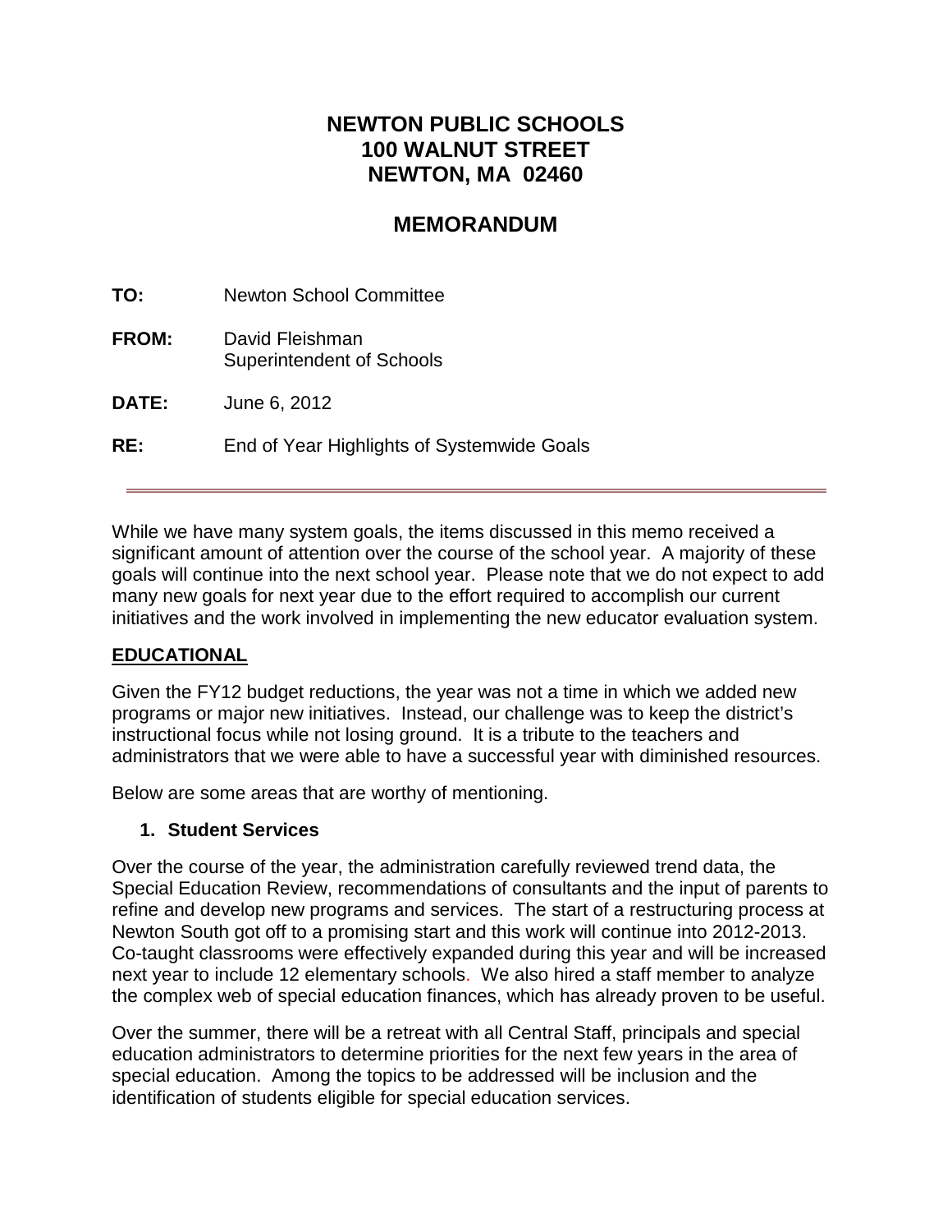# NEWTON PUBLIC SCHOOLS
# 100 WALNUT STREET
# NEWTON, MA 02460

## MEMORANDUM

**TO:** Newton School Committee

**FROM:** David Fleishman
Superintendent of Schools

**DATE:** June 6, 2012

**RE:** End of Year Highlights of Systemwide Goals

---

While we have many system goals, the items discussed in this memo received a significant amount of attention over the course of the school year. A majority of these goals will continue into the next school year. Please note that we do not expect to add many new goals for next year due to the effort required to accomplish our current initiatives and the work involved in implementing the new educator evaluation system.

**EDUCATIONAL**

Given the FY12 budget reductions, the year was not a time in which we added new programs or major new initiatives. Instead, our challenge was to keep the district's instructional focus while not losing ground. It is a tribute to the teachers and administrators that we were able to have a successful year with diminished resources.

Below are some areas that are worthy of mentioning.

1. **Student Services**

Over the course of the year, the administration carefully reviewed trend data, the Special Education Review, recommendations of consultants and the input of parents to refine and develop new programs and services. The start of a restructuring process at Newton South got off to a promising start and this work will continue into 2012-2013. Co-taught classrooms were effectively expanded during this year and will be increased next year to include 12 elementary schools. We also hired a staff member to analyze the complex web of special education finances, which has already proven to be useful.

Over the summer, there will be a retreat with all Central Staff, principals and special education administrators to determine priorities for the next few years in the area of special education. Among the topics to be addressed will be inclusion and the identification of students eligible for special education services.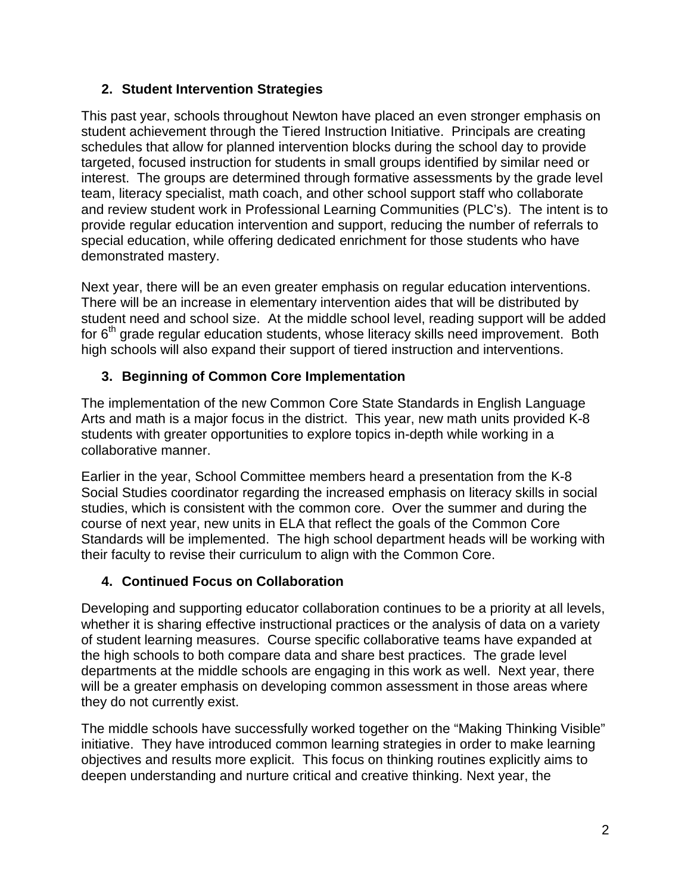## 2. Student Intervention Strategies

This past year, schools throughout Newton have placed an even stronger emphasis on student achievement through the Tiered Instruction Initiative. Principals are creating schedules that allow for planned intervention blocks during the school day to provide targeted, focused instruction for students in small groups identified by similar need or interest. The groups are determined through formative assessments by the grade level team, literacy specialist, math coach, and other school support staff who collaborate and review student work in Professional Learning Communities (PLC's). The intent is to provide regular education intervention and support, reducing the number of referrals to special education, while offering dedicated enrichment for those students who have demonstrated mastery.

Next year, there will be an even greater emphasis on regular education interventions. There will be an increase in elementary intervention aides that will be distributed by student need and school size. At the middle school level, reading support will be added for 6th grade regular education students, whose literacy skills need improvement. Both high schools will also expand their support of tiered instruction and interventions.

## 3. Beginning of Common Core Implementation

The implementation of the new Common Core State Standards in English Language Arts and math is a major focus in the district. This year, new math units provided K-8 students with greater opportunities to explore topics in-depth while working in a collaborative manner.

Earlier in the year, School Committee members heard a presentation from the K-8 Social Studies coordinator regarding the increased emphasis on literacy skills in social studies, which is consistent with the common core. Over the summer and during the course of next year, new units in ELA that reflect the goals of the Common Core Standards will be implemented. The high school department heads will be working with their faculty to revise their curriculum to align with the Common Core.

## 4. Continued Focus on Collaboration

Developing and supporting educator collaboration continues to be a priority at all levels, whether it is sharing effective instructional practices or the analysis of data on a variety of student learning measures. Course specific collaborative teams have expanded at the high schools to both compare data and share best practices. The grade level departments at the middle schools are engaging in this work as well. Next year, there will be a greater emphasis on developing common assessment in those areas where they do not currently exist.

The middle schools have successfully worked together on the "Making Thinking Visible" initiative. They have introduced common learning strategies in order to make learning objectives and results more explicit. This focus on thinking routines explicitly aims to deepen understanding and nurture critical and creative thinking. Next year, the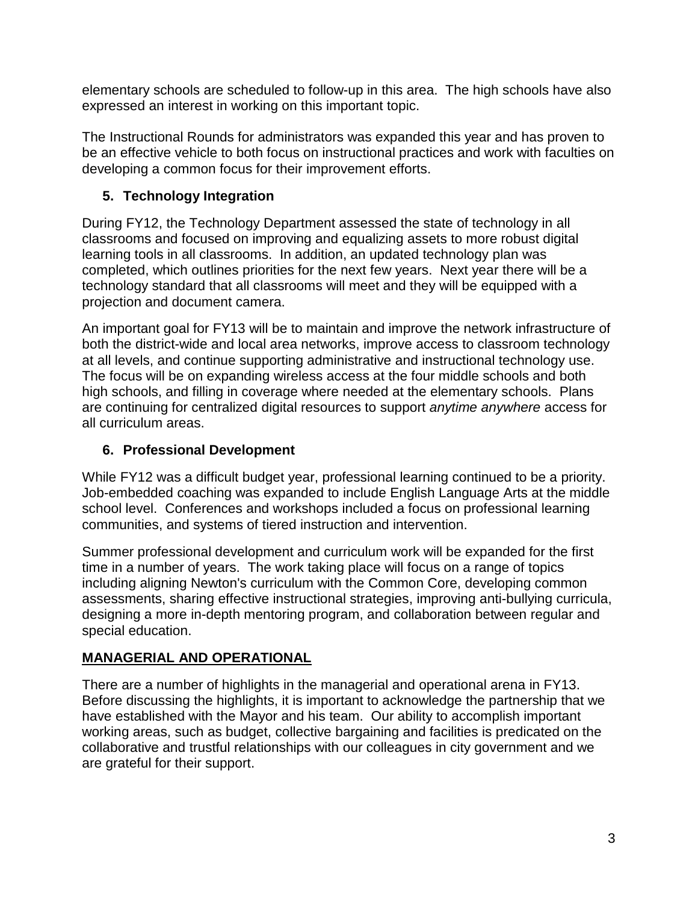elementary schools are scheduled to follow-up in this area. The high schools have also expressed an interest in working on this important topic.

The Instructional Rounds for administrators was expanded this year and has proven to be an effective vehicle to both focus on instructional practices and work with faculties on developing a common focus for their improvement efforts.

### 5. Technology Integration

During FY12, the Technology Department assessed the state of technology in all classrooms and focused on improving and equalizing assets to more robust digital learning tools in all classrooms. In addition, an updated technology plan was completed, which outlines priorities for the next few years. Next year there will be a technology standard that all classrooms will meet and they will be equipped with a projection and document camera.

An important goal for FY13 will be to maintain and improve the network infrastructure of both the district-wide and local area networks, improve access to classroom technology at all levels, and continue supporting administrative and instructional technology use. The focus will be on expanding wireless access at the four middle schools and both high schools, and filling in coverage where needed at the elementary schools. Plans are continuing for centralized digital resources to support *anytime anywhere* access for all curriculum areas.

### 6. Professional Development

While FY12 was a difficult budget year, professional learning continued to be a priority. Job-embedded coaching was expanded to include English Language Arts at the middle school level. Conferences and workshops included a focus on professional learning communities, and systems of tiered instruction and intervention.

Summer professional development and curriculum work will be expanded for the first time in a number of years. The work taking place will focus on a range of topics including aligning Newton's curriculum with the Common Core, developing common assessments, sharing effective instructional strategies, improving anti-bullying curricula, designing a more in-depth mentoring program, and collaboration between regular and special education.

## MANAGERIAL AND OPERATIONAL

There are a number of highlights in the managerial and operational arena in FY13. Before discussing the highlights, it is important to acknowledge the partnership that we have established with the Mayor and his team. Our ability to accomplish important working areas, such as budget, collective bargaining and facilities is predicated on the collaborative and trustful relationships with our colleagues in city government and we are grateful for their support.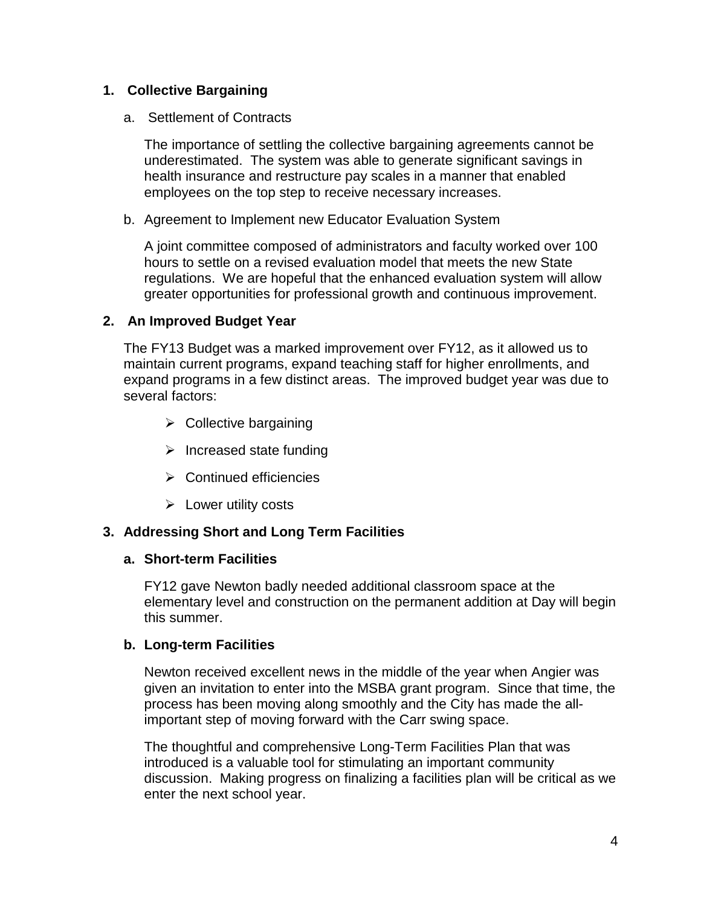## 1. Collective Bargaining

a. Settlement of Contracts

The importance of settling the collective bargaining agreements cannot be underestimated. The system was able to generate significant savings in health insurance and restructure pay scales in a manner that enabled employees on the top step to receive necessary increases.

b. Agreement to Implement new Educator Evaluation System

A joint committee composed of administrators and faculty worked over 100 hours to settle on a revised evaluation model that meets the new State regulations. We are hopeful that the enhanced evaluation system will allow greater opportunities for professional growth and continuous improvement.

## 2. An Improved Budget Year

The FY13 Budget was a marked improvement over FY12, as it allowed us to maintain current programs, expand teaching staff for higher enrollments, and expand programs in a few distinct areas. The improved budget year was due to several factors:

- Collective bargaining
- Increased state funding
- Continued efficiencies
- Lower utility costs

## 3. Addressing Short and Long Term Facilities

### a. Short-term Facilities

FY12 gave Newton badly needed additional classroom space at the elementary level and construction on the permanent addition at Day will begin this summer.

### b. Long-term Facilities

Newton received excellent news in the middle of the year when Angier was given an invitation to enter into the MSBA grant program. Since that time, the process has been moving along smoothly and the City has made the all-important step of moving forward with the Carr swing space.

The thoughtful and comprehensive Long-Term Facilities Plan that was introduced is a valuable tool for stimulating an important community discussion. Making progress on finalizing a facilities plan will be critical as we enter the next school year.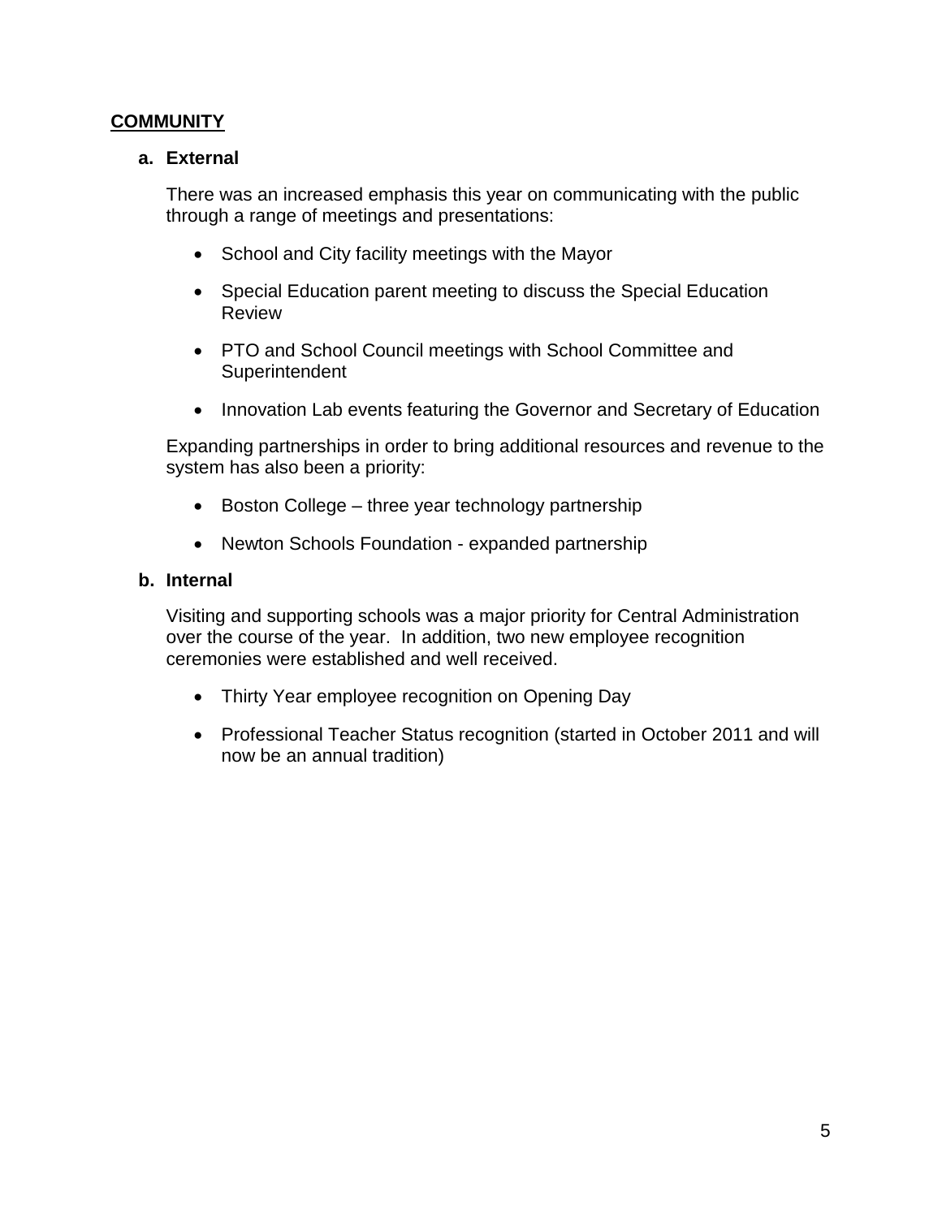## COMMUNITY

### a. External

There was an increased emphasis this year on communicating with the public through a range of meetings and presentations:

- School and City facility meetings with the Mayor
- Special Education parent meeting to discuss the Special Education Review
- PTO and School Council meetings with School Committee and Superintendent
- Innovation Lab events featuring the Governor and Secretary of Education

Expanding partnerships in order to bring additional resources and revenue to the system has also been a priority:

- Boston College – three year technology partnership
- Newton Schools Foundation - expanded partnership

### b. Internal

Visiting and supporting schools was a major priority for Central Administration over the course of the year. In addition, two new employee recognition ceremonies were established and well received.

- Thirty Year employee recognition on Opening Day
- Professional Teacher Status recognition (started in October 2011 and will now be an annual tradition)